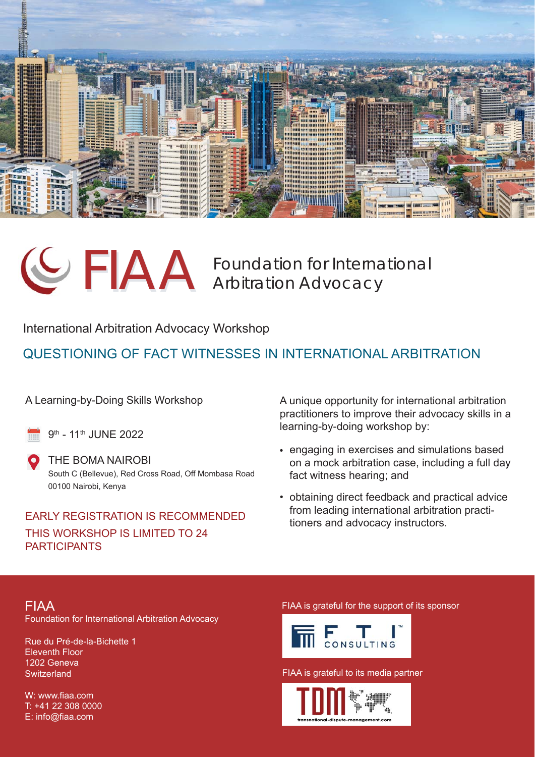# FIAA Foundation for International Arbitration Advocacy

International Arbitration Advocacy Workshop

## QUESTIONING OF FACT WITNESSES IN INTERNATIONAL ARBITRATION

A Learning-by-Doing Skills Workshop

9th - 11th JUNE 2022

THE BOMA NAIROBI
South C (Bellevue), Red Cross Road, Off Mombasa Road
00100 Nairobi, Kenya

EARLY REGISTRATION IS RECOMMENDED

THIS WORKSHOP IS LIMITED TO 24 PARTICIPANTS

A unique opportunity for international arbitration practitioners to improve their advocacy skills in a learning-by-doing workshop by:

- engaging in exercises and simulations based on a mock arbitration case, including a full day fact witness hearing; and
- obtaining direct feedback and practical advice from leading international arbitration practitioners and advocacy instructors.

FIAA
Foundation for International Arbitration Advocacy

Rue du Pré-de-la-Bichette 1
Eleventh Floor
1202 Geneva
Switzerland

W: www.fiaa.com
T: +41 22 308 0000
E: info@fiaa.com

FIAA is grateful for the support of its sponsor

FTI CONSULTING

FIAA is grateful to its media partner

TDM transnational-dispute-management.com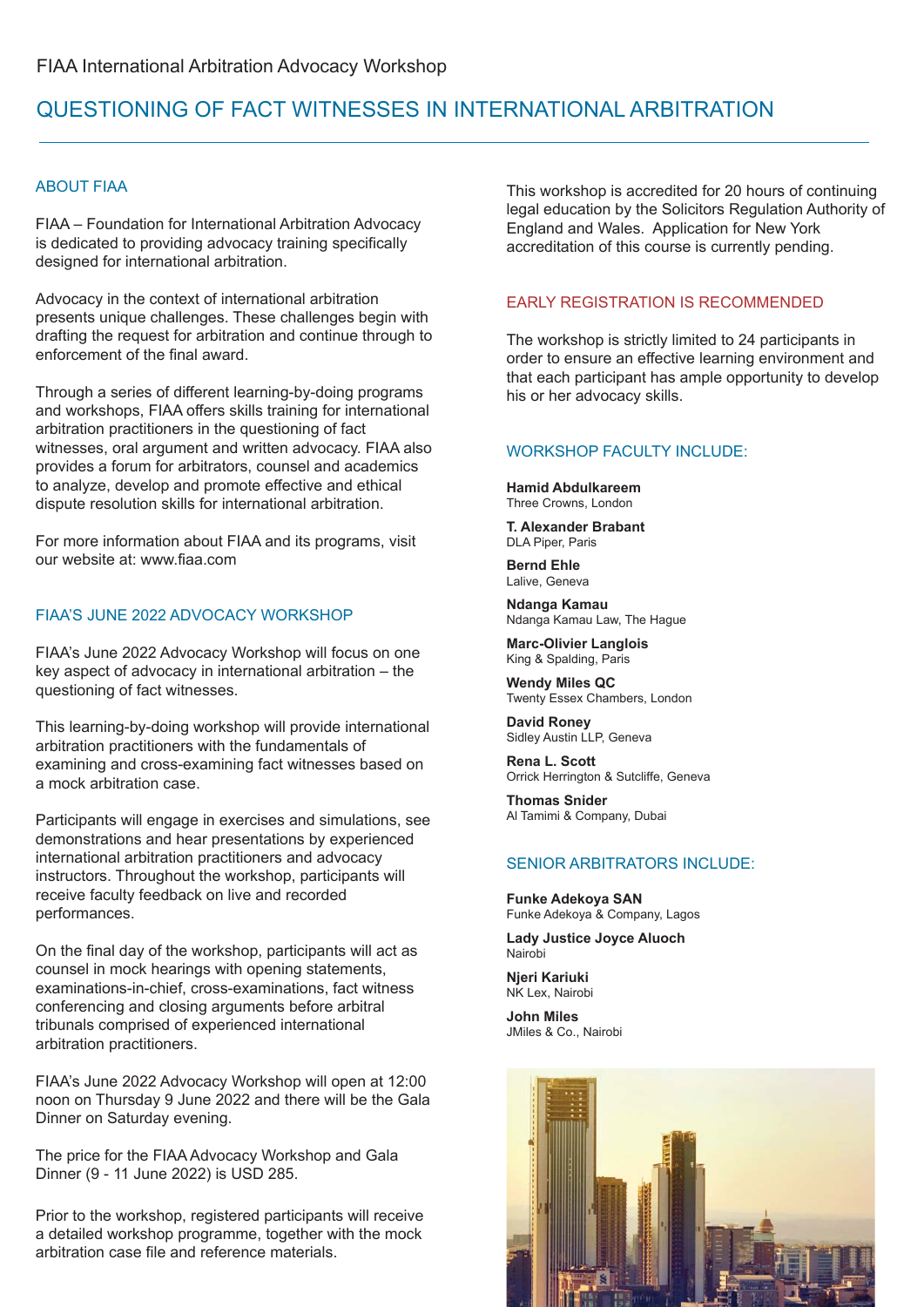FIAA International Arbitration Advocacy Workshop

# QUESTIONING OF FACT WITNESSES IN INTERNATIONAL ARBITRATION

## ABOUT FIAA

FIAA – Foundation for International Arbitration Advocacy is dedicated to providing advocacy training specifically designed for international arbitration.

Advocacy in the context of international arbitration presents unique challenges. These challenges begin with drafting the request for arbitration and continue through to enforcement of the final award.

Through a series of different learning-by-doing programs and workshops, FIAA offers skills training for international arbitration practitioners in the questioning of fact witnesses, oral argument and written advocacy. FIAA also provides a forum for arbitrators, counsel and academics to analyze, develop and promote effective and ethical dispute resolution skills for international arbitration.

For more information about FIAA and its programs, visit our website at: www.fiaa.com

## FIAA'S JUNE 2022 ADVOCACY WORKSHOP

FIAA's June 2022 Advocacy Workshop will focus on one key aspect of advocacy in international arbitration – the questioning of fact witnesses.

This learning-by-doing workshop will provide international arbitration practitioners with the fundamentals of examining and cross-examining fact witnesses based on a mock arbitration case.

Participants will engage in exercises and simulations, see demonstrations and hear presentations by experienced international arbitration practitioners and advocacy instructors. Throughout the workshop, participants will receive faculty feedback on live and recorded performances.

On the final day of the workshop, participants will act as counsel in mock hearings with opening statements, examinations-in-chief, cross-examinations, fact witness conferencing and closing arguments before arbitral tribunals comprised of experienced international arbitration practitioners.

FIAA's June 2022 Advocacy Workshop will open at 12:00 noon on Thursday 9 June 2022 and there will be the Gala Dinner on Saturday evening.

The price for the FIAA Advocacy Workshop and Gala Dinner (9 - 11 June 2022) is USD 285.

Prior to the workshop, registered participants will receive a detailed workshop programme, together with the mock arbitration case file and reference materials.

This workshop is accredited for 20 hours of continuing legal education by the Solicitors Regulation Authority of England and Wales. Application for New York accreditation of this course is currently pending.

## EARLY REGISTRATION IS RECOMMENDED

The workshop is strictly limited to 24 participants in order to ensure an effective learning environment and that each participant has ample opportunity to develop his or her advocacy skills.

## WORKSHOP FACULTY INCLUDE:

**Hamid Abdulkareem**
Three Crowns, London

**T. Alexander Brabant**
DLA Piper, Paris

**Bernd Ehle**
Lalive, Geneva

**Ndanga Kamau**
Ndanga Kamau Law, The Hague

**Marc-Olivier Langlois**
King & Spalding, Paris

**Wendy Miles QC**
Twenty Essex Chambers, London

**David Roney**
Sidley Austin LLP, Geneva

**Rena L. Scott**
Orrick Herrington & Sutcliffe, Geneva

**Thomas Snider**
Al Tamimi & Company, Dubai

## SENIOR ARBITRATORS INCLUDE:

**Funke Adekoya SAN**
Funke Adekoya & Company, Lagos

**Lady Justice Joyce Aluoch**
Nairobi

**Njeri Kariuki**
NK Lex, Nairobi

**John Miles**
JMiles & Co., Nairobi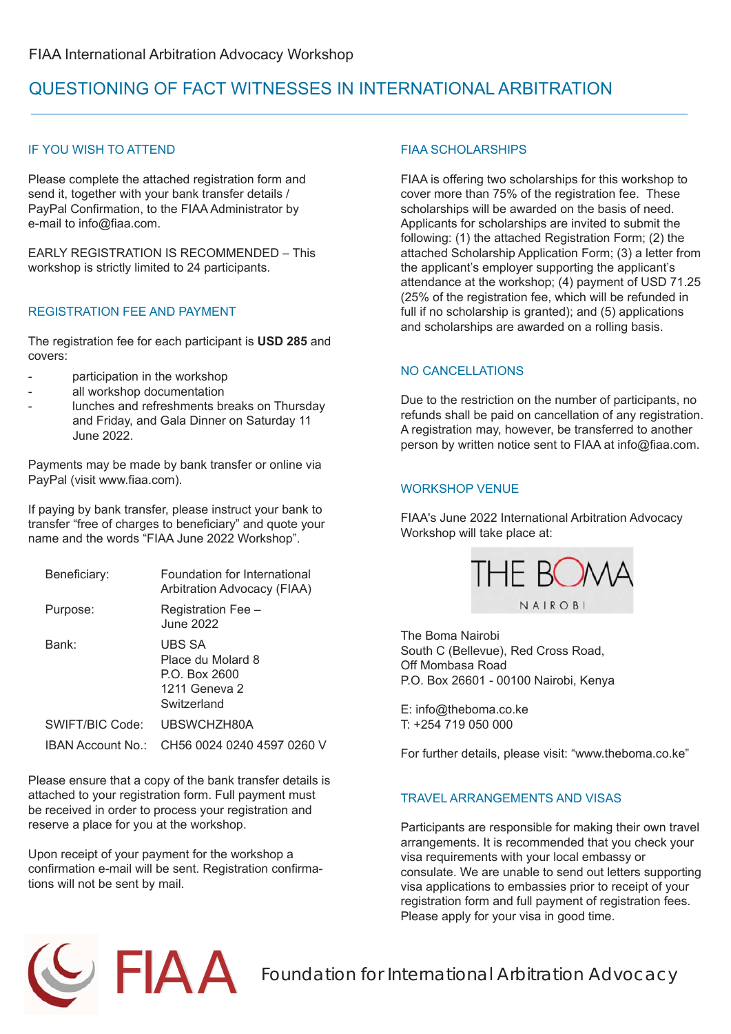FIAA International Arbitration Advocacy Workshop

# QUESTIONING OF FACT WITNESSES IN INTERNATIONAL ARBITRATION

## IF YOU WISH TO ATTEND

Please complete the attached registration form and send it, together with your bank transfer details / PayPal Confirmation, to the FIAA Administrator by e-mail to info@fiaa.com.

EARLY REGISTRATION IS RECOMMENDED – This workshop is strictly limited to 24 participants.

## REGISTRATION FEE AND PAYMENT

The registration fee for each participant is **USD 285** and covers:

- participation in the workshop
- all workshop documentation
- lunches and refreshments breaks on Thursday and Friday, and Gala Dinner on Saturday 11 June 2022.

Payments may be made by bank transfer or online via PayPal (visit www.fiaa.com).

If paying by bank transfer, please instruct your bank to transfer "free of charges to beneficiary" and quote your name and the words "FIAA June 2022 Workshop".

| | |
|---|---|
| Beneficiary: | Foundation for International Arbitration Advocacy (FIAA) |
| Purpose: | Registration Fee – June 2022 |
| Bank: | UBS SA<br>Place du Molard 8<br>P.O. Box 2600<br>1211 Geneva 2<br>Switzerland |
| SWIFT/BIC Code: | UBSWCHZH80A |
| IBAN Account No.: | CH56 0024 0240 4597 0260 V |

Please ensure that a copy of the bank transfer details is attached to your registration form. Full payment must be received in order to process your registration and reserve a place for you at the workshop.

Upon receipt of your payment for the workshop a confirmation e-mail will be sent. Registration confirmations will not be sent by mail.

## FIAA SCHOLARSHIPS

FIAA is offering two scholarships for this workshop to cover more than 75% of the registration fee. These scholarships will be awarded on the basis of need. Applicants for scholarships are invited to submit the following: (1) the attached Registration Form; (2) the attached Scholarship Application Form; (3) a letter from the applicant's employer supporting the applicant's attendance at the workshop; (4) payment of USD 71.25 (25% of the registration fee, which will be refunded in full if no scholarship is granted); and (5) applications and scholarships are awarded on a rolling basis.

## NO CANCELLATIONS

Due to the restriction on the number of participants, no refunds shall be paid on cancellation of any registration. A registration may, however, be transferred to another person by written notice sent to FIAA at info@fiaa.com.

## WORKSHOP VENUE

FIAA's June 2022 International Arbitration Advocacy Workshop will take place at:

THE BOMA
NAIROBI

The Boma Nairobi
South C (Bellevue), Red Cross Road,
Off Mombasa Road
P.O. Box 26601 - 00100 Nairobi, Kenya

E: info@theboma.co.ke
T: +254 719 050 000

For further details, please visit: "www.theboma.co.ke"

## TRAVEL ARRANGEMENTS AND VISAS

Participants are responsible for making their own travel arrangements. It is recommended that you check your visa requirements with your local embassy or consulate. We are unable to send out letters supporting visa applications to embassies prior to receipt of your registration form and full payment of registration fees. Please apply for your visa in good time.

FIAA Foundation for International Arbitration Advocacy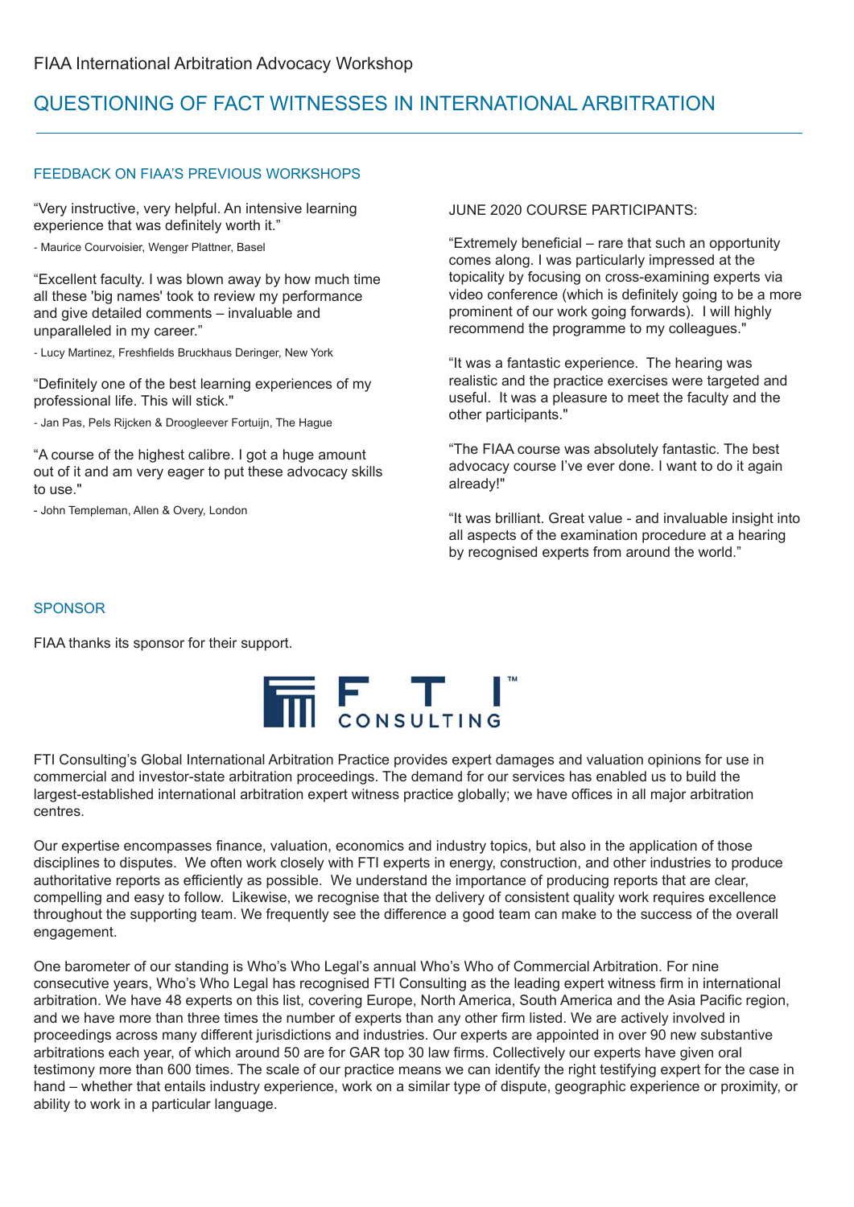FIAA International Arbitration Advocacy Workshop

# QUESTIONING OF FACT WITNESSES IN INTERNATIONAL ARBITRATION

## FEEDBACK ON FIAA'S PREVIOUS WORKSHOPS

"Very instructive, very helpful. An intensive learning experience that was definitely worth it."

- Maurice Courvoisier, Wenger Plattner, Basel

"Excellent faculty. I was blown away by how much time all these 'big names' took to review my performance and give detailed comments – invaluable and unparalleled in my career."

- Lucy Martinez, Freshfields Bruckhaus Deringer, New York

"Definitely one of the best learning experiences of my professional life. This will stick."

- Jan Pas, Pels Rijcken & Droogleever Fortuijn, The Hague

"A course of the highest calibre. I got a huge amount out of it and am very eager to put these advocacy skills to use."

- John Templeman, Allen & Overy, London

JUNE 2020 COURSE PARTICIPANTS:

"Extremely beneficial – rare that such an opportunity comes along. I was particularly impressed at the topicality by focusing on cross-examining experts via video conference (which is definitely going to be a more prominent of our work going forwards). I will highly recommend the programme to my colleagues."

"It was a fantastic experience. The hearing was realistic and the practice exercises were targeted and useful. It was a pleasure to meet the faculty and the other participants."

"The FIAA course was absolutely fantastic. The best advocacy course I've ever done. I want to do it again already!"

"It was brilliant. Great value - and invaluable insight into all aspects of the examination procedure at a hearing by recognised experts from around the world."

## SPONSOR

FIAA thanks its sponsor for their support.

FTI CONSULTING

FTI Consulting's Global International Arbitration Practice provides expert damages and valuation opinions for use in commercial and investor-state arbitration proceedings. The demand for our services has enabled us to build the largest-established international arbitration expert witness practice globally; we have offices in all major arbitration centres.

Our expertise encompasses finance, valuation, economics and industry topics, but also in the application of those disciplines to disputes. We often work closely with FTI experts in energy, construction, and other industries to produce authoritative reports as efficiently as possible. We understand the importance of producing reports that are clear, compelling and easy to follow. Likewise, we recognise that the delivery of consistent quality work requires excellence throughout the supporting team. We frequently see the difference a good team can make to the success of the overall engagement.

One barometer of our standing is Who's Who Legal's annual Who's Who of Commercial Arbitration. For nine consecutive years, Who's Who Legal has recognised FTI Consulting as the leading expert witness firm in international arbitration. We have 48 experts on this list, covering Europe, North America, South America and the Asia Pacific region, and we have more than three times the number of experts than any other firm listed. We are actively involved in proceedings across many different jurisdictions and industries. Our experts are appointed in over 90 new substantive arbitrations each year, of which around 50 are for GAR top 30 law firms. Collectively our experts have given oral testimony more than 600 times. The scale of our practice means we can identify the right testifying expert for the case in hand – whether that entails industry experience, work on a similar type of dispute, geographic experience or proximity, or ability to work in a particular language.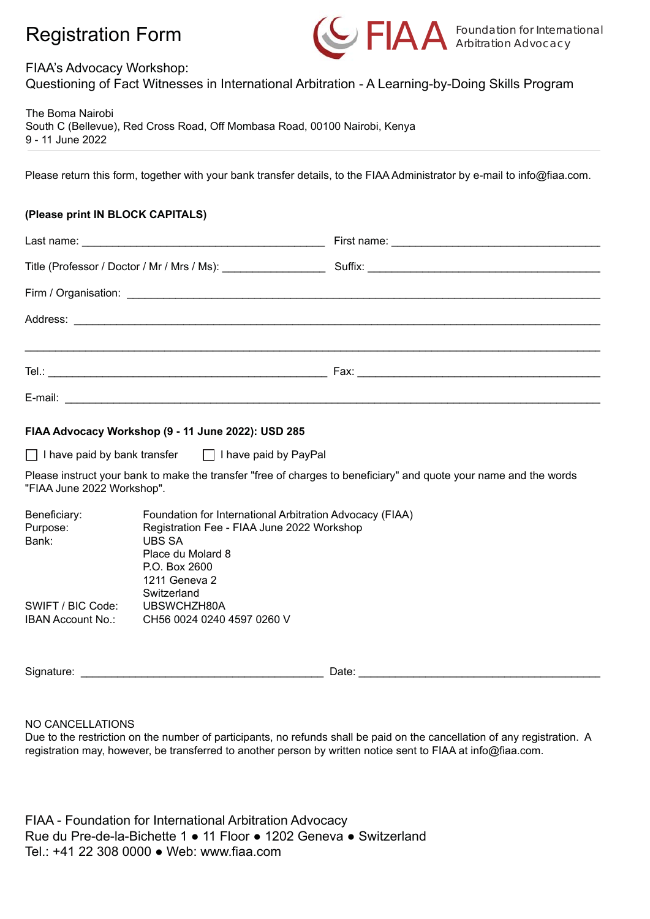# Registration Form

FIAA Foundation for International Arbitration Advocacy

FIAA's Advocacy Workshop:
Questioning of Fact Witnesses in International Arbitration - A Learning-by-Doing Skills Program

The Boma Nairobi
South C (Bellevue), Red Cross Road, Off Mombasa Road, 00100 Nairobi, Kenya
9 - 11 June 2022

Please return this form, together with your bank transfer details, to the FIAA Administrator by e-mail to info@fiaa.com.

**(Please print IN BLOCK CAPITALS)**

Last name: ________________________________________ First name: ________________________________________

Title (Professor / Doctor / Mr / Mrs / Ms): _________________ Suffix: ________________________________________

Firm / Organisation: ________________________________________________________________________________

Address: ________________________________________________________________________________

________________________________________________________________________________

Tel.: ________________________________________ Fax: ________________________________________

E-mail: ________________________________________________________________________________

**FIAA Advocacy Workshop (9 - 11 June 2022): USD 285**

☐ I have paid by bank transfer ☐ I have paid by PayPal

Please instruct your bank to make the transfer "free of charges to beneficiary" and quote your name and the words "FIAA June 2022 Workshop".

| | |
|---|---|
| Beneficiary: | Foundation for International Arbitration Advocacy (FIAA) |
| Purpose: | Registration Fee - FIAA June 2022 Workshop |
| Bank: | UBS SA<br>Place du Molard 8<br>P.O. Box 2600<br>1211 Geneva 2<br>Switzerland |
| SWIFT / BIC Code: | UBSWCHZH80A |
| IBAN Account No.: | CH56 0024 0240 4597 0260 V |

Signature: ________________________________________ Date: ________________________________________

NO CANCELLATIONS
Due to the restriction on the number of participants, no refunds shall be paid on the cancellation of any registration. A registration may, however, be transferred to another person by written notice sent to FIAA at info@fiaa.com.

FIAA - Foundation for International Arbitration Advocacy
Rue du Pre-de-la-Bichette 1 ● 11 Floor ● 1202 Geneva ● Switzerland
Tel.: +41 22 308 0000 ● Web: www.fiaa.com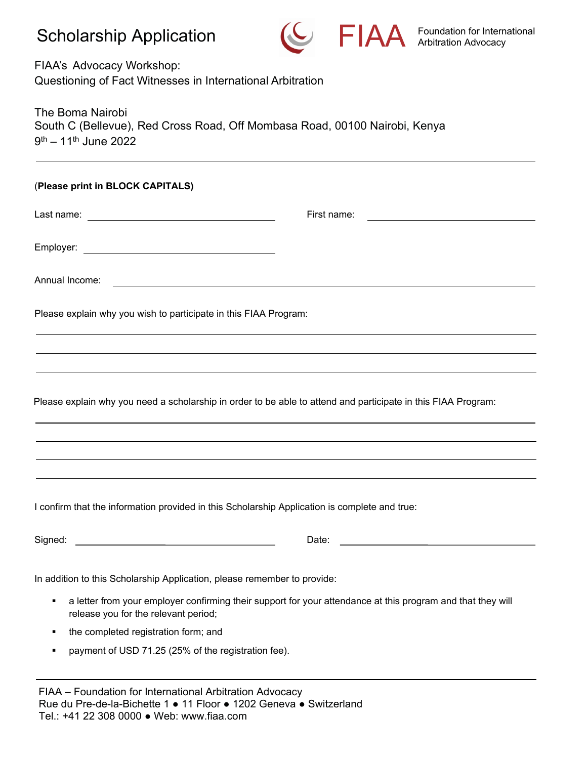# Scholarship Application

FIAA — Foundation for International Arbitration Advocacy

FIAA's Advocacy Workshop:
Questioning of Fact Witnesses in International Arbitration

The Boma Nairobi
South C (Bellevue), Red Cross Road, Off Mombasa Road, 00100 Nairobi, Kenya
9th – 11th June 2022

---

(**Please print in BLOCK CAPITALS)**

Last name: ______________________ First name: ______________________

Employer: ______________________

Annual Income: ______________________________________________

Please explain why you wish to participate in this FIAA Program:

______________________________________________

______________________________________________

______________________________________________

Please explain why you need a scholarship in order to be able to attend and participate in this FIAA Program:

______________________________________________

______________________________________________

______________________________________________

______________________________________________

I confirm that the information provided in this Scholarship Application is complete and true:

Signed: ______________________ Date: ______________________

In addition to this Scholarship Application, please remember to provide:

- a letter from your employer confirming their support for your attendance at this program and that they will release you for the relevant period;
- the completed registration form; and
- payment of USD 71.25 (25% of the registration fee).

---

FIAA – Foundation for International Arbitration Advocacy
Rue du Pre-de-la-Bichette 1 ● 11 Floor ● 1202 Geneva ● Switzerland
Tel.: +41 22 308 0000 ● Web: www.fiaa.com